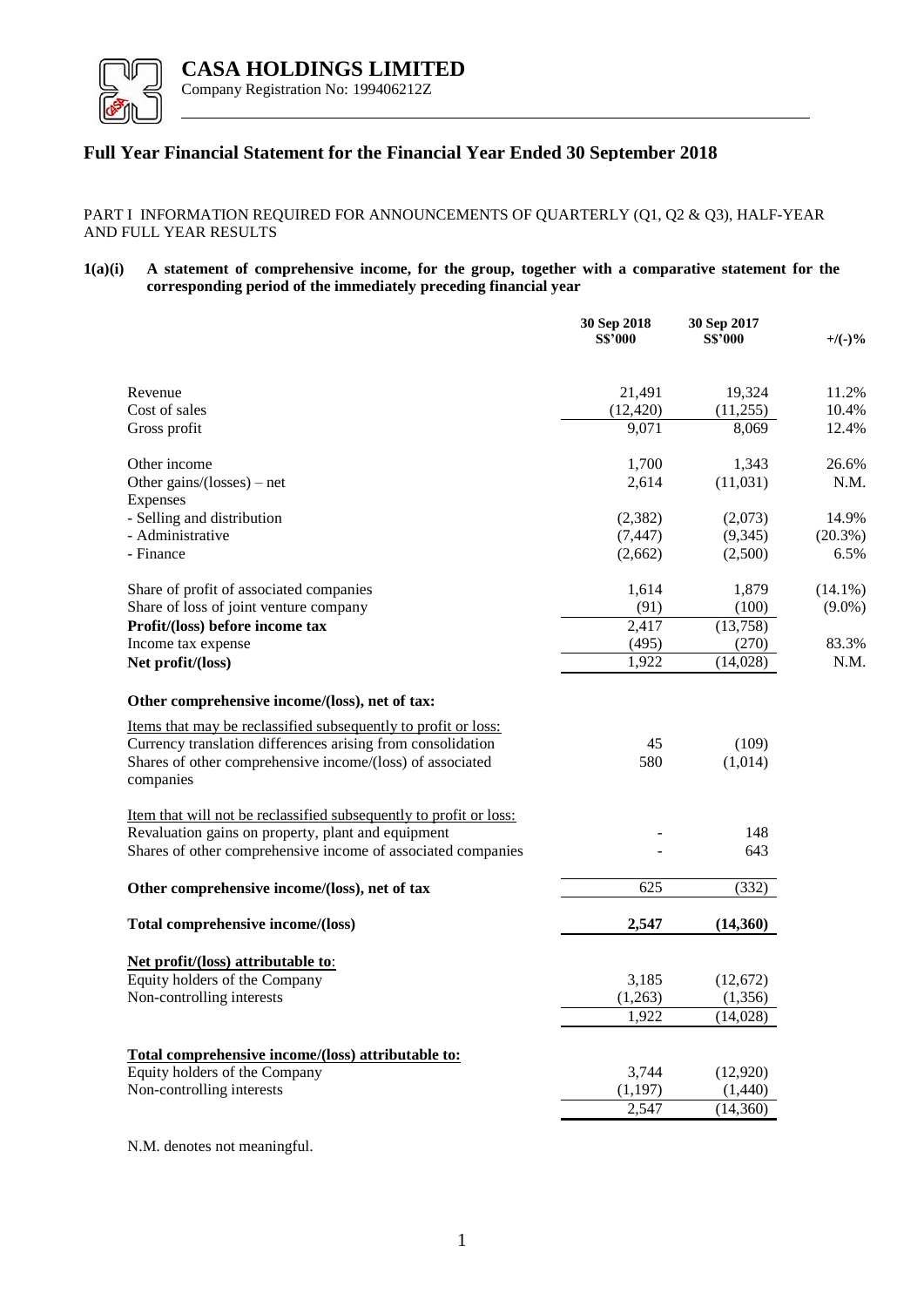# CASA HOLDINGS LIMITED

Company Registration No: 199406212Z

## Full Year Financial Statement for the Financial Year Ended 30 September 2018

PART I INFORMATION REQUIRED FOR ANNOUNCEMENTS OF QUARTERLY (Q1, Q2 & Q3), HALF-YEAR AND FULL YEAR RESULTS

**1(a)(i) A statement of comprehensive income, for the group, together with a comparative statement for the corresponding period of the immediately preceding financial year**

| | 30 Sep 2018 S$'000 | 30 Sep 2017 S$'000 | +/(-)% |
|---|---|---|---|
| Revenue | 21,491 | 19,324 | 11.2% |
| Cost of sales | (12,420) | (11,255) | 10.4% |
| Gross profit | 9,071 | 8,069 | 12.4% |
| | | | |
| Other income | 1,700 | 1,343 | 26.6% |
| Other gains/(losses) – net | 2,614 | (11,031) | N.M. |
| Expenses | | | |
| - Selling and distribution | (2,382) | (2,073) | 14.9% |
| - Administrative | (7,447) | (9,345) | (20.3%) |
| - Finance | (2,662) | (2,500) | 6.5% |
| | | | |
| Share of profit of associated companies | 1,614 | 1,879 | (14.1%) |
| Share of loss of joint venture company | (91) | (100) | (9.0%) |
| **Profit/(loss) before income tax** | 2,417 | (13,758) | |
| Income tax expense | (495) | (270) | 83.3% |
| **Net profit/(loss)** | 1,922 | (14,028) | N.M. |
| | | | |
| **Other comprehensive income/(loss), net of tax:** | | | |
| Items that may be reclassified subsequently to profit or loss: | | | |
| Currency translation differences arising from consolidation | 45 | (109) | |
| Shares of other comprehensive income/(loss) of associated companies | 580 | (1,014) | |
| | | | |
| Item that will not be reclassified subsequently to profit or loss: | | | |
| Revaluation gains on property, plant and equipment | - | 148 | |
| Shares of other comprehensive income of associated companies | - | 643 | |
| | | | |
| **Other comprehensive income/(loss), net of tax** | 625 | (332) | |
| | | | |
| **Total comprehensive income/(loss)** | **2,547** | **(14,360)** | |
| | | | |
| **Net profit/(loss) attributable to**: | | | |
| Equity holders of the Company | 3,185 | (12,672) | |
| Non-controlling interests | (1,263) | (1,356) | |
| | 1,922 | (14,028) | |
| | | | |
| **Total comprehensive income/(loss) attributable to:** | | | |
| Equity holders of the Company | 3,744 | (12,920) | |
| Non-controlling interests | (1,197) | (1,440) | |
| | 2,547 | (14,360) | |

N.M. denotes not meaningful.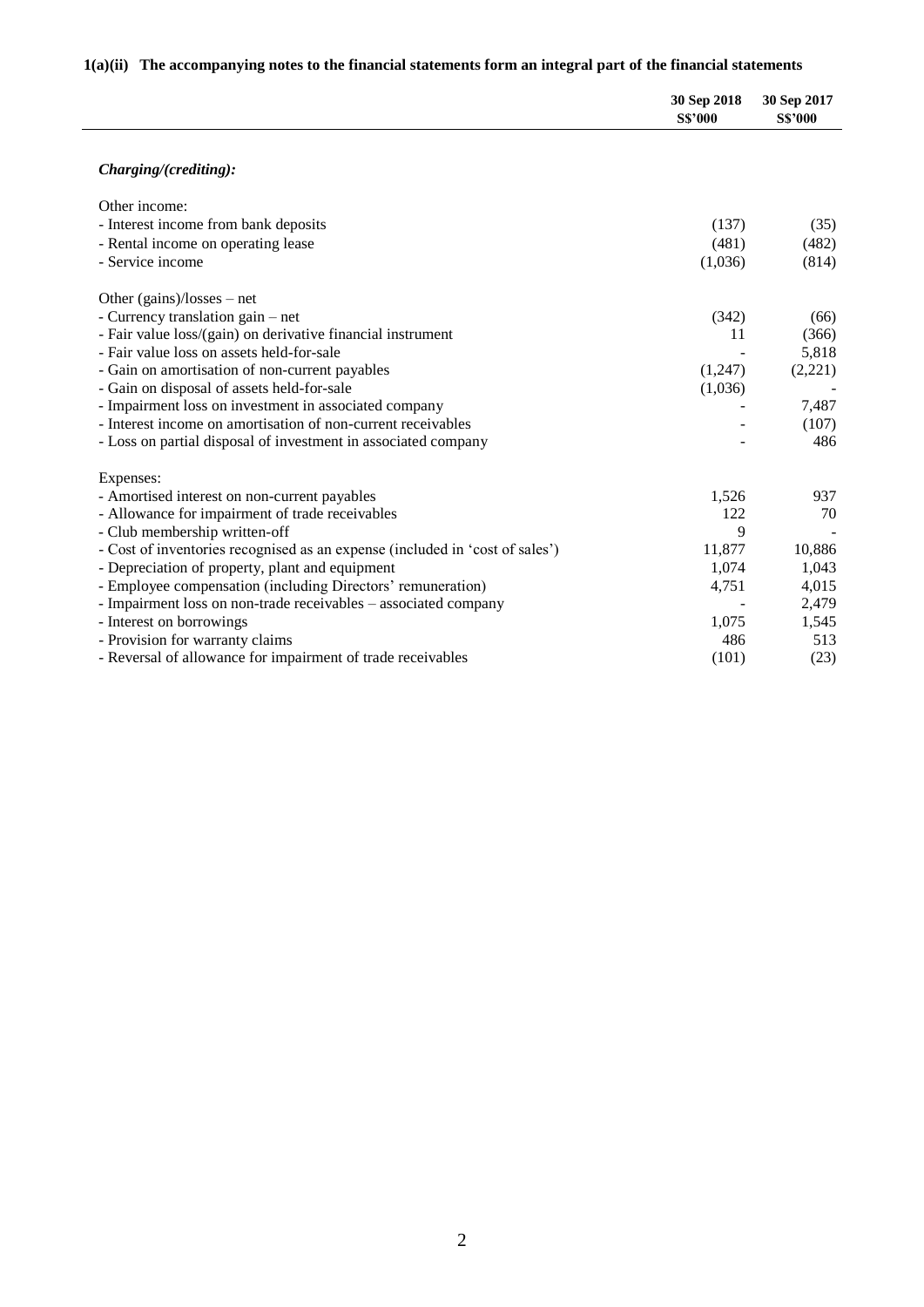**1(a)(ii) The accompanying notes to the financial statements form an integral part of the financial statements**

| | 30 Sep 2018<br>S$'000 | 30 Sep 2017<br>S$'000 |
|---|---|---|
| ***Charging/(crediting):*** | | |
| Other income: | | |
| - Interest income from bank deposits | (137) | (35) |
| - Rental income on operating lease | (481) | (482) |
| - Service income | (1,036) | (814) |
| Other (gains)/losses – net | | |
| - Currency translation gain – net | (342) | (66) |
| - Fair value loss/(gain) on derivative financial instrument | 11 | (366) |
| - Fair value loss on assets held-for-sale | - | 5,818 |
| - Gain on amortisation of non-current payables | (1,247) | (2,221) |
| - Gain on disposal of assets held-for-sale | (1,036) | - |
| - Impairment loss on investment in associated company | - | 7,487 |
| - Interest income on amortisation of non-current receivables | - | (107) |
| - Loss on partial disposal of investment in associated company | - | 486 |
| Expenses: | | |
| - Amortised interest on non-current payables | 1,526 | 937 |
| - Allowance for impairment of trade receivables | 122 | 70 |
| - Club membership written-off | 9 | - |
| - Cost of inventories recognised as an expense (included in 'cost of sales') | 11,877 | 10,886 |
| - Depreciation of property, plant and equipment | 1,074 | 1,043 |
| - Employee compensation (including Directors' remuneration) | 4,751 | 4,015 |
| - Impairment loss on non-trade receivables – associated company | - | 2,479 |
| - Interest on borrowings | 1,075 | 1,545 |
| - Provision for warranty claims | 486 | 513 |
| - Reversal of allowance for impairment of trade receivables | (101) | (23) |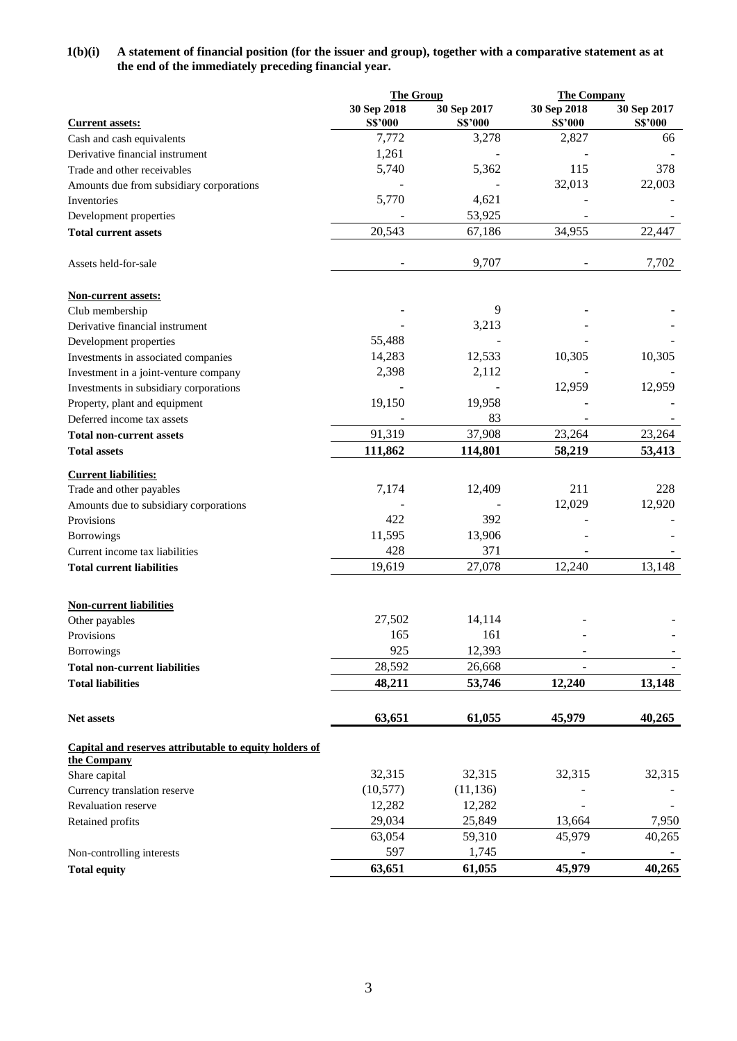**1(b)(i) A statement of financial position (for the issuer and group), together with a comparative statement as at the end of the immediately preceding financial year.**

| | The Group | | The Company | |
|---|---|---|---|---|
| | 30 Sep 2018 | 30 Sep 2017 | 30 Sep 2018 | 30 Sep 2017 |
| **Current assets:** | S$'000 | S$'000 | S$'000 | S$'000 |
| Cash and cash equivalents | 7,772 | 3,278 | 2,827 | 66 |
| Derivative financial instrument | 1,261 | - | - | - |
| Trade and other receivables | 5,740 | 5,362 | 115 | 378 |
| Amounts due from subsidiary corporations | - | - | 32,013 | 22,003 |
| Inventories | 5,770 | 4,621 | - | - |
| Development properties | - | 53,925 | - | - |
| **Total current assets** | 20,543 | 67,186 | 34,955 | 22,447 |
| | | | | |
| Assets held-for-sale | - | 9,707 | - | 7,702 |
| | | | | |
| **Non-current assets:** | | | | |
| Club membership | - | 9 | - | - |
| Derivative financial instrument | - | 3,213 | - | - |
| Development properties | 55,488 | - | - | - |
| Investments in associated companies | 14,283 | 12,533 | 10,305 | 10,305 |
| Investment in a joint-venture company | 2,398 | 2,112 | - | - |
| Investments in subsidiary corporations | - | - | 12,959 | 12,959 |
| Property, plant and equipment | 19,150 | 19,958 | - | - |
| Deferred income tax assets | - | 83 | - | - |
| **Total non-current assets** | 91,319 | 37,908 | 23,264 | 23,264 |
| **Total assets** | **111,862** | **114,801** | **58,219** | **53,413** |
| | | | | |
| **Current liabilities:** | | | | |
| Trade and other payables | 7,174 | 12,409 | 211 | 228 |
| Amounts due to subsidiary corporations | - | - | 12,029 | 12,920 |
| Provisions | 422 | 392 | - | - |
| Borrowings | 11,595 | 13,906 | - | - |
| Current income tax liabilities | 428 | 371 | - | - |
| **Total current liabilities** | 19,619 | 27,078 | 12,240 | 13,148 |
| | | | | |
| **Non-current liabilities** | | | | |
| Other payables | 27,502 | 14,114 | - | - |
| Provisions | 165 | 161 | - | - |
| Borrowings | 925 | 12,393 | - | - |
| **Total non-current liabilities** | 28,592 | 26,668 | - | - |
| **Total liabilities** | **48,211** | **53,746** | **12,240** | **13,148** |
| | | | | |
| **Net assets** | **63,651** | **61,055** | **45,979** | **40,265** |
| | | | | |
| **Capital and reserves attributable to equity holders of the Company** | | | | |
| Share capital | 32,315 | 32,315 | 32,315 | 32,315 |
| Currency translation reserve | (10,577) | (11,136) | - | - |
| Revaluation reserve | 12,282 | 12,282 | - | - |
| Retained profits | 29,034 | 25,849 | 13,664 | 7,950 |
| | 63,054 | 59,310 | 45,979 | 40,265 |
| Non-controlling interests | 597 | 1,745 | - | - |
| **Total equity** | **63,651** | **61,055** | **45,979** | **40,265** |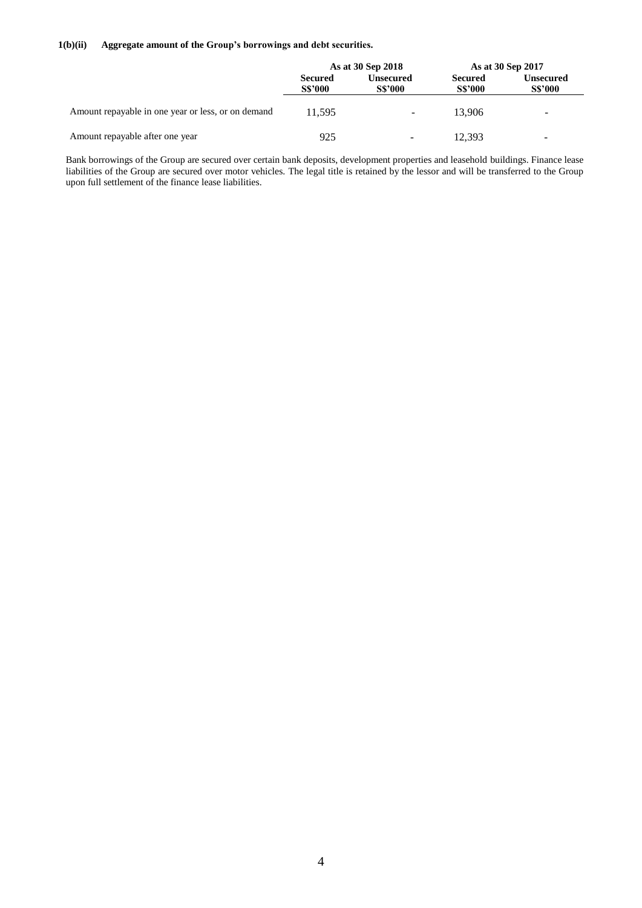### 1(b)(ii) Aggregate amount of the Group's borrowings and debt securities.

| | As at 30 Sep 2018 | | As at 30 Sep 2017 | |
|---|---|---|---|---|
| | **Secured S$'000** | **Unsecured S$'000** | **Secured S$'000** | **Unsecured S$'000** |
| Amount repayable in one year or less, or on demand | 11,595 | - | 13,906 | - |
| Amount repayable after one year | 925 | - | 12,393 | - |

Bank borrowings of the Group are secured over certain bank deposits, development properties and leasehold buildings. Finance lease liabilities of the Group are secured over motor vehicles. The legal title is retained by the lessor and will be transferred to the Group upon full settlement of the finance lease liabilities.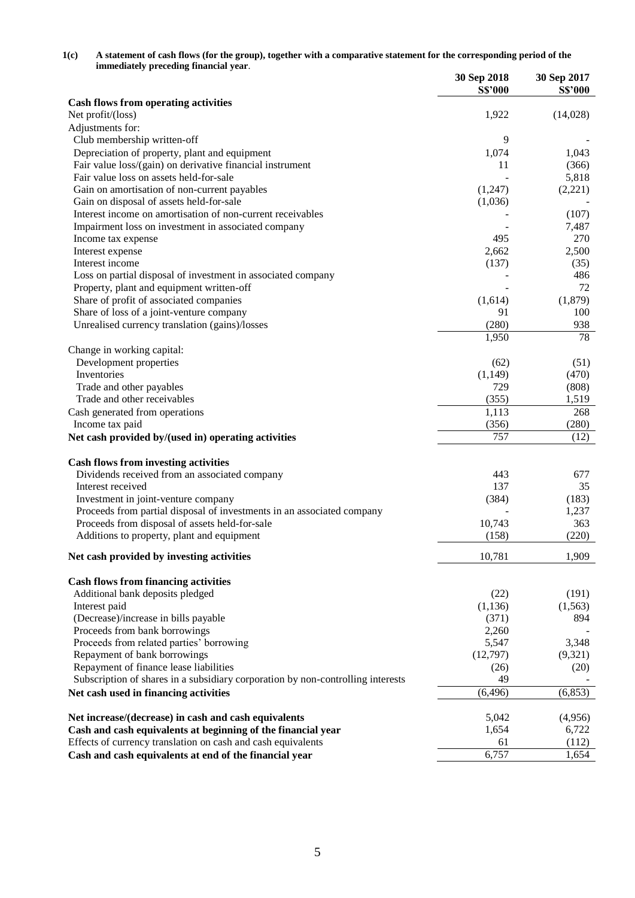**1(c) A statement of cash flows (for the group), together with a comparative statement for the corresponding period of the immediately preceding financial year**.

| | 30 Sep 2018 S$'000 | 30 Sep 2017 S$'000 |
|---|---|---|
| **Cash flows from operating activities** | | |
| Net profit/(loss) | 1,922 | (14,028) |
| Adjustments for: | | |
| Club membership written-off | 9 | - |
| Depreciation of property, plant and equipment | 1,074 | 1,043 |
| Fair value loss/(gain) on derivative financial instrument | 11 | (366) |
| Fair value loss on assets held-for-sale | - | 5,818 |
| Gain on amortisation of non-current payables | (1,247) | (2,221) |
| Gain on disposal of assets held-for-sale | (1,036) | - |
| Interest income on amortisation of non-current receivables | - | (107) |
| Impairment loss on investment in associated company | - | 7,487 |
| Income tax expense | 495 | 270 |
| Interest expense | 2,662 | 2,500 |
| Interest income | (137) | (35) |
| Loss on partial disposal of investment in associated company | - | 486 |
| Property, plant and equipment written-off | - | 72 |
| Share of profit of associated companies | (1,614) | (1,879) |
| Share of loss of a joint-venture company | 91 | 100 |
| Unrealised currency translation (gains)/losses | (280) | 938 |
| | 1,950 | 78 |
| Change in working capital: | | |
| Development properties | (62) | (51) |
| Inventories | (1,149) | (470) |
| Trade and other payables | 729 | (808) |
| Trade and other receivables | (355) | 1,519 |
| Cash generated from operations | 1,113 | 268 |
| Income tax paid | (356) | (280) |
| **Net cash provided by/(used in) operating activities** | 757 | (12) |
| | | |
| **Cash flows from investing activities** | | |
| Dividends received from an associated company | 443 | 677 |
| Interest received | 137 | 35 |
| Investment in joint-venture company | (384) | (183) |
| Proceeds from partial disposal of investments in an associated company | - | 1,237 |
| Proceeds from disposal of assets held-for-sale | 10,743 | 363 |
| Additions to property, plant and equipment | (158) | (220) |
| **Net cash provided by investing activities** | 10,781 | 1,909 |
| | | |
| **Cash flows from financing activities** | | |
| Additional bank deposits pledged | (22) | (191) |
| Interest paid | (1,136) | (1,563) |
| (Decrease)/increase in bills payable | (371) | 894 |
| Proceeds from bank borrowings | 2,260 | - |
| Proceeds from related parties' borrowing | 5,547 | 3,348 |
| Repayment of bank borrowings | (12,797) | (9,321) |
| Repayment of finance lease liabilities | (26) | (20) |
| Subscription of shares in a subsidiary corporation by non-controlling interests | 49 | - |
| **Net cash used in financing activities** | (6,496) | (6,853) |
| | | |
| **Net increase/(decrease) in cash and cash equivalents** | 5,042 | (4,956) |
| **Cash and cash equivalents at beginning of the financial year** | 1,654 | 6,722 |
| Effects of currency translation on cash and cash equivalents | 61 | (112) |
| **Cash and cash equivalents at end of the financial year** | 6,757 | 1,654 |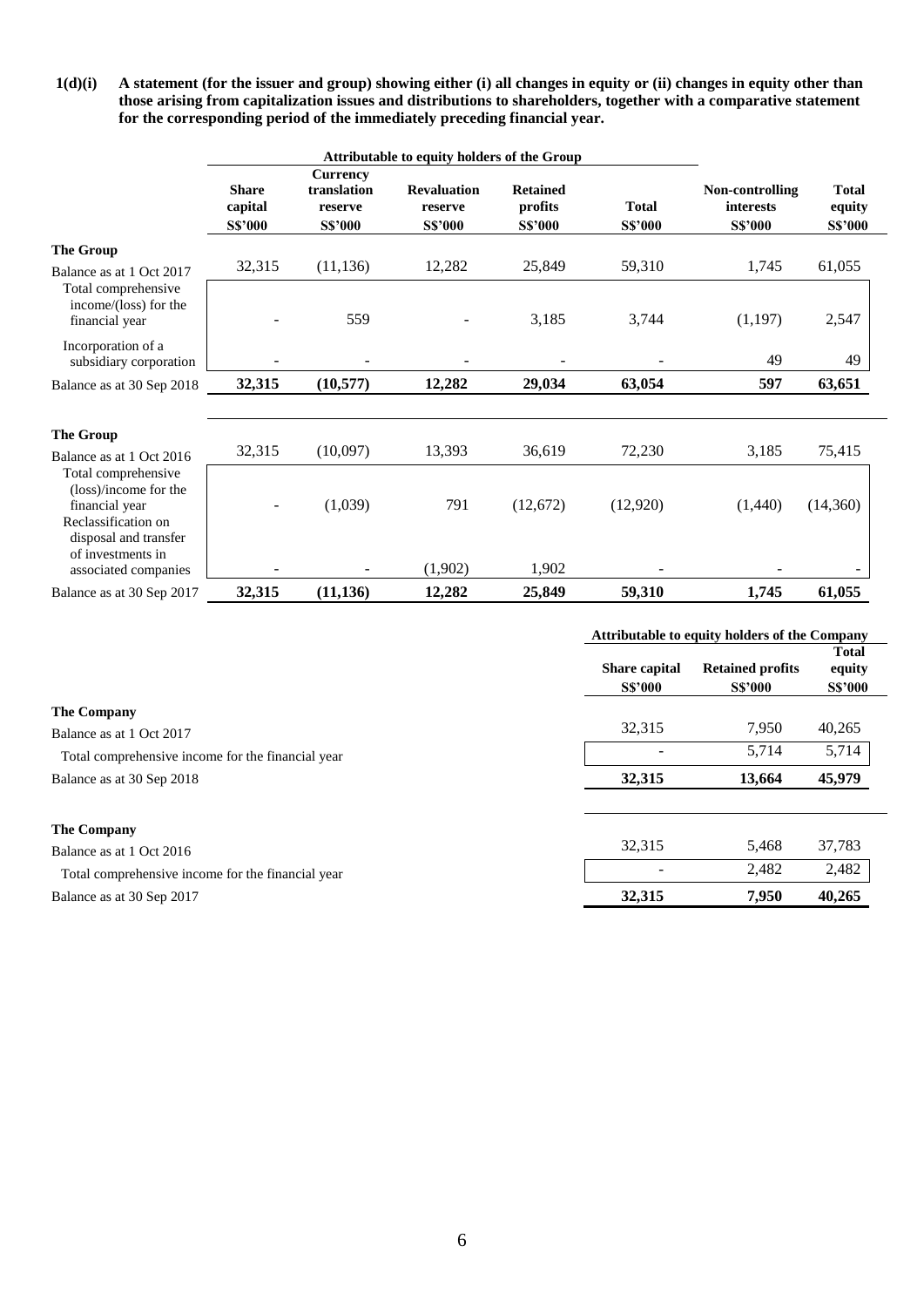**1(d)(i) A statement (for the issuer and group) showing either (i) all changes in equity or (ii) changes in equity other than those arising from capitalization issues and distributions to shareholders, together with a comparative statement for the corresponding period of the immediately preceding financial year.**

| | Attributable to equity holders of the Group | | | | | | |
|---|---|---|---|---|---|---|---|
| | Share capital S$'000 | Currency translation reserve S$'000 | Revaluation reserve S$'000 | Retained profits S$'000 | Total S$'000 | Non-controlling interests S$'000 | Total equity S$'000 |
| **The Group** | | | | | | | |
| Balance as at 1 Oct 2017 | 32,315 | (11,136) | 12,282 | 25,849 | 59,310 | 1,745 | 61,055 |
| Total comprehensive income/(loss) for the financial year | - | 559 | - | 3,185 | 3,744 | (1,197) | 2,547 |
| Incorporation of a subsidiary corporation | - | - | - | - | - | 49 | 49 |
| Balance as at 30 Sep 2018 | **32,315** | **(10,577)** | **12,282** | **29,034** | **63,054** | **597** | **63,651** |
| | | | | | | | |
| **The Group** | | | | | | | |
| Balance as at 1 Oct 2016 | 32,315 | (10,097) | 13,393 | 36,619 | 72,230 | 3,185 | 75,415 |
| Total comprehensive (loss)/income for the financial year | - | (1,039) | 791 | (12,672) | (12,920) | (1,440) | (14,360) |
| Reclassification on disposal and transfer of investments in associated companies | - | - | (1,902) | 1,902 | - | - | - |
| Balance as at 30 Sep 2017 | **32,315** | **(11,136)** | **12,282** | **25,849** | **59,310** | **1,745** | **61,055** |

| | Attributable to equity holders of the Company | | |
|---|---|---|---|
| | Share capital S$'000 | Retained profits S$'000 | Total equity S$'000 |
| **The Company** | | | |
| Balance as at 1 Oct 2017 | 32,315 | 7,950 | 40,265 |
| Total comprehensive income for the financial year | - | 5,714 | 5,714 |
| Balance as at 30 Sep 2018 | **32,315** | **13,664** | **45,979** |
| | | | |
| **The Company** | | | |
| Balance as at 1 Oct 2016 | 32,315 | 5,468 | 37,783 |
| Total comprehensive income for the financial year | - | 2,482 | 2,482 |
| Balance as at 30 Sep 2017 | **32,315** | **7,950** | **40,265** |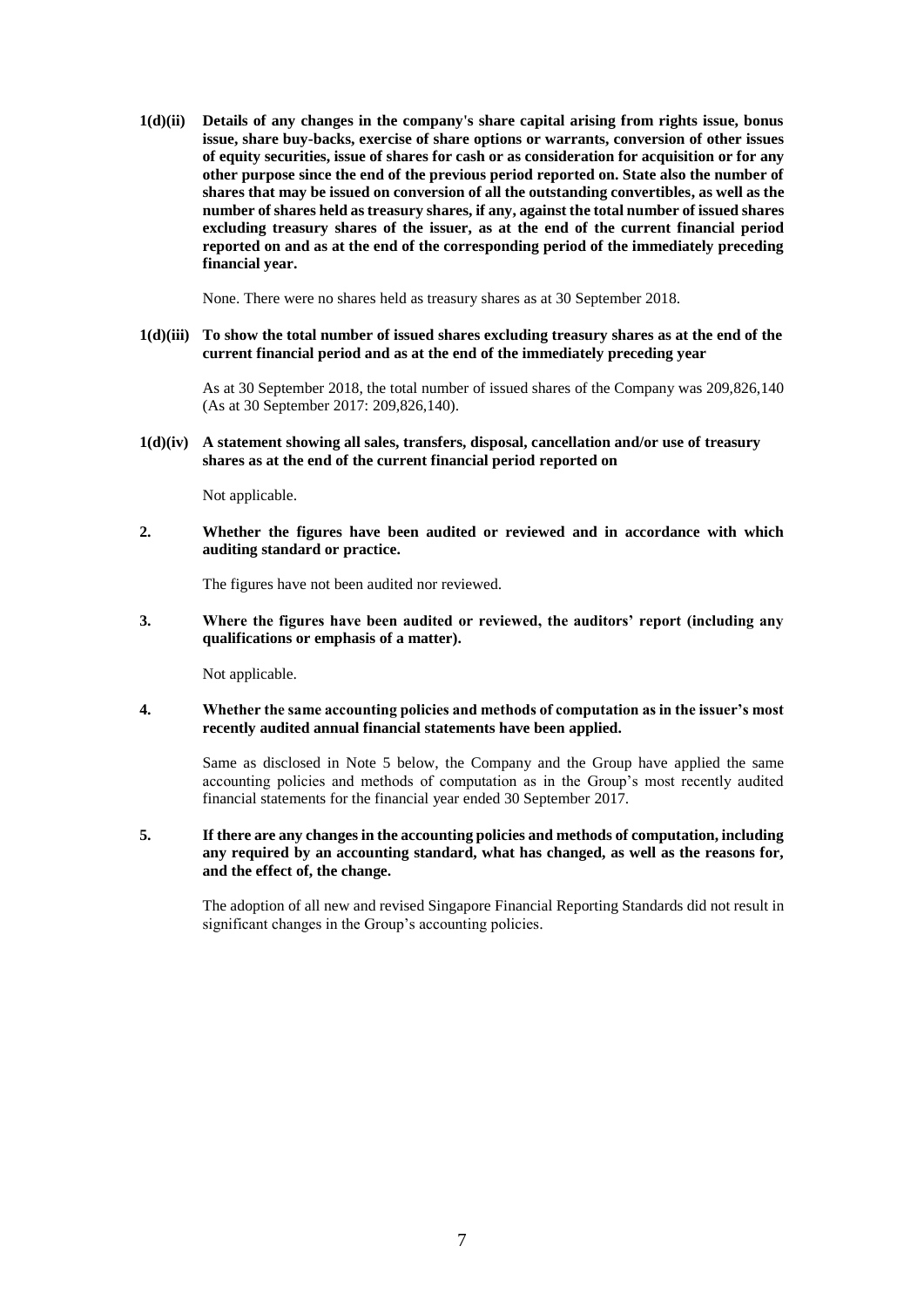**1(d)(ii) Details of any changes in the company's share capital arising from rights issue, bonus issue, share buy-backs, exercise of share options or warrants, conversion of other issues of equity securities, issue of shares for cash or as consideration for acquisition or for any other purpose since the end of the previous period reported on. State also the number of shares that may be issued on conversion of all the outstanding convertibles, as well as the number of shares held as treasury shares, if any, against the total number of issued shares excluding treasury shares of the issuer, as at the end of the current financial period reported on and as at the end of the corresponding period of the immediately preceding financial year.**

None. There were no shares held as treasury shares as at 30 September 2018.

**1(d)(iii) To show the total number of issued shares excluding treasury shares as at the end of the current financial period and as at the end of the immediately preceding year**

As at 30 September 2018, the total number of issued shares of the Company was 209,826,140 (As at 30 September 2017: 209,826,140).

**1(d)(iv) A statement showing all sales, transfers, disposal, cancellation and/or use of treasury shares as at the end of the current financial period reported on**

Not applicable.

**2. Whether the figures have been audited or reviewed and in accordance with which auditing standard or practice.**

The figures have not been audited nor reviewed.

**3. Where the figures have been audited or reviewed, the auditors' report (including any qualifications or emphasis of a matter).**

Not applicable.

**4. Whether the same accounting policies and methods of computation as in the issuer's most recently audited annual financial statements have been applied.**

Same as disclosed in Note 5 below, the Company and the Group have applied the same accounting policies and methods of computation as in the Group's most recently audited financial statements for the financial year ended 30 September 2017.

**5. If there are any changes in the accounting policies and methods of computation, including any required by an accounting standard, what has changed, as well as the reasons for, and the effect of, the change.**

The adoption of all new and revised Singapore Financial Reporting Standards did not result in significant changes in the Group's accounting policies.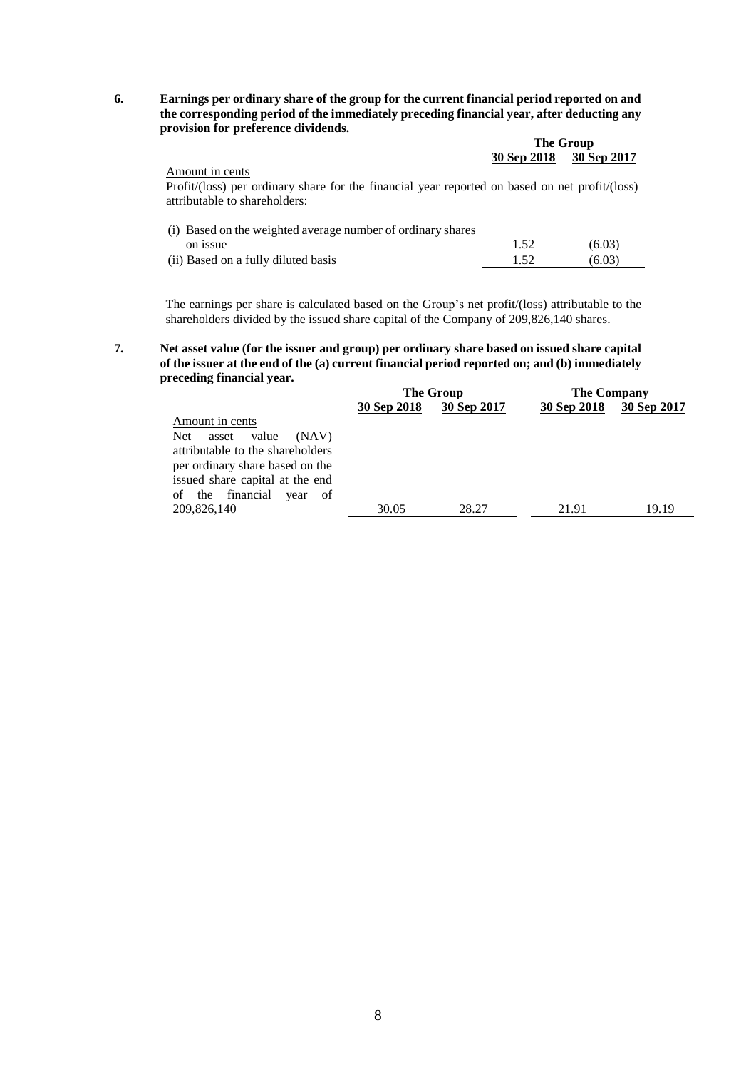**6. Earnings per ordinary share of the group for the current financial period reported on and the corresponding period of the immediately preceding financial year, after deducting any provision for preference dividends.**

| | The Group | |
|---|---|---|
| | **30 Sep 2018** | **30 Sep 2017** |
| Amount in cents | | |
| Profit/(loss) per ordinary share for the financial year reported on based on net profit/(loss) attributable to shareholders: | | |
| (i) Based on the weighted average number of ordinary shares on issue | 1.52 | (6.03) |
| (ii) Based on a fully diluted basis | 1.52 | (6.03) |

The earnings per share is calculated based on the Group's net profit/(loss) attributable to the shareholders divided by the issued share capital of the Company of 209,826,140 shares.

**7. Net asset value (for the issuer and group) per ordinary share based on issued share capital of the issuer at the end of the (a) current financial period reported on; and (b) immediately preceding financial year.**

| | The Group | | The Company | |
|---|---|---|---|---|
| | **30 Sep 2018** | **30 Sep 2017** | **30 Sep 2018** | **30 Sep 2017** |
| Amount in cents | | | | |
| Net asset value (NAV) attributable to the shareholders per ordinary share based on the issued share capital at the end of the financial year of 209,826,140 | 30.05 | 28.27 | 21.91 | 19.19 |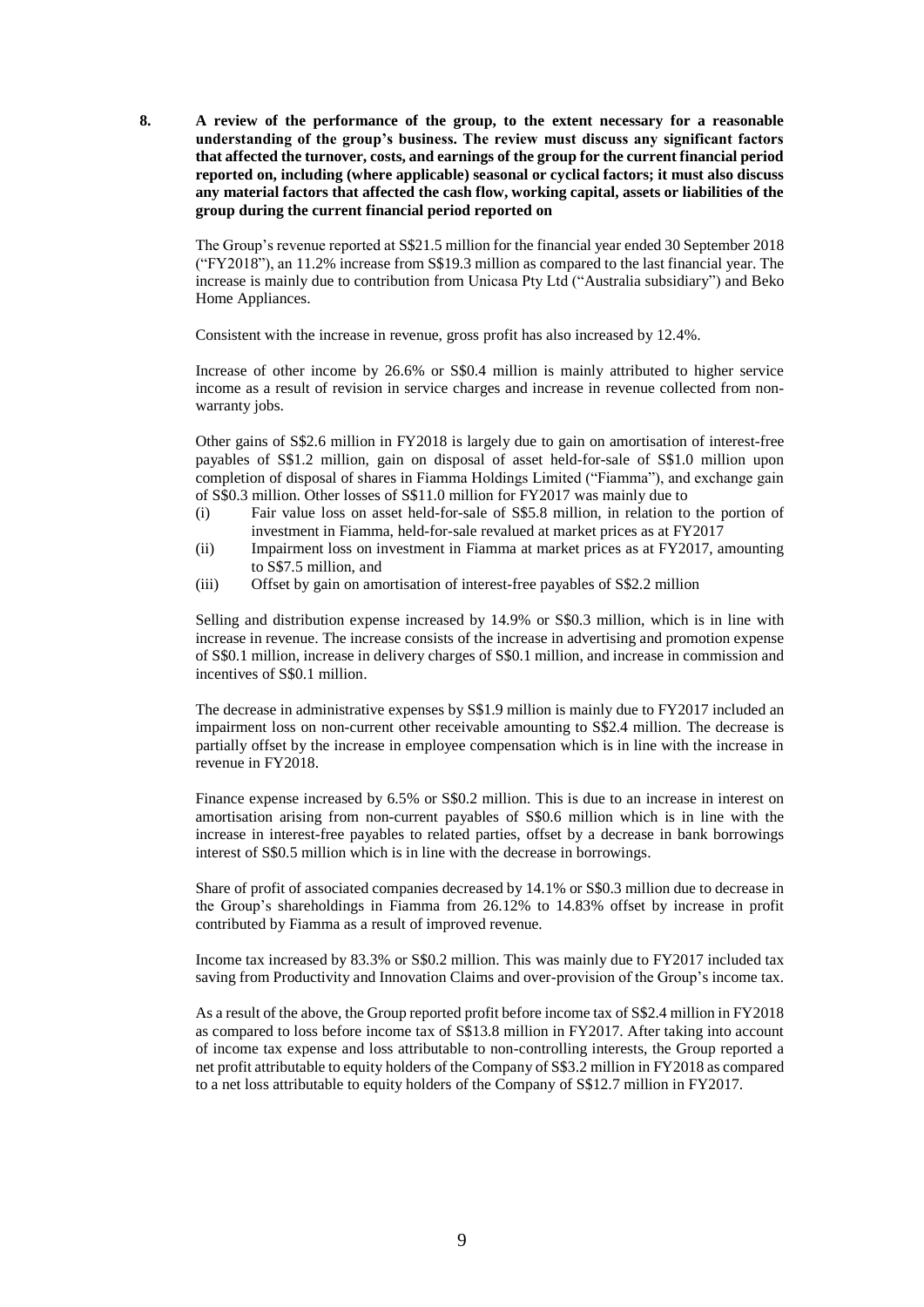**8. A review of the performance of the group, to the extent necessary for a reasonable understanding of the group's business. The review must discuss any significant factors that affected the turnover, costs, and earnings of the group for the current financial period reported on, including (where applicable) seasonal or cyclical factors; it must also discuss any material factors that affected the cash flow, working capital, assets or liabilities of the group during the current financial period reported on**

The Group's revenue reported at S$21.5 million for the financial year ended 30 September 2018 ("FY2018"), an 11.2% increase from S$19.3 million as compared to the last financial year. The increase is mainly due to contribution from Unicasa Pty Ltd ("Australia subsidiary") and Beko Home Appliances.

Consistent with the increase in revenue, gross profit has also increased by 12.4%.

Increase of other income by 26.6% or S$0.4 million is mainly attributed to higher service income as a result of revision in service charges and increase in revenue collected from non-warranty jobs.

Other gains of S$2.6 million in FY2018 is largely due to gain on amortisation of interest-free payables of S$1.2 million, gain on disposal of asset held-for-sale of S$1.0 million upon completion of disposal of shares in Fiamma Holdings Limited ("Fiamma"), and exchange gain of S$0.3 million. Other losses of S$11.0 million for FY2017 was mainly due to

(i) Fair value loss on asset held-for-sale of S$5.8 million, in relation to the portion of investment in Fiamma, held-for-sale revalued at market prices as at FY2017
(ii) Impairment loss on investment in Fiamma at market prices as at FY2017, amounting to S$7.5 million, and
(iii) Offset by gain on amortisation of interest-free payables of S$2.2 million

Selling and distribution expense increased by 14.9% or S$0.3 million, which is in line with increase in revenue. The increase consists of the increase in advertising and promotion expense of S$0.1 million, increase in delivery charges of S$0.1 million, and increase in commission and incentives of S$0.1 million.

The decrease in administrative expenses by S$1.9 million is mainly due to FY2017 included an impairment loss on non-current other receivable amounting to S$2.4 million. The decrease is partially offset by the increase in employee compensation which is in line with the increase in revenue in FY2018.

Finance expense increased by 6.5% or S$0.2 million. This is due to an increase in interest on amortisation arising from non-current payables of S$0.6 million which is in line with the increase in interest-free payables to related parties, offset by a decrease in bank borrowings interest of S$0.5 million which is in line with the decrease in borrowings.

Share of profit of associated companies decreased by 14.1% or S$0.3 million due to decrease in the Group's shareholdings in Fiamma from 26.12% to 14.83% offset by increase in profit contributed by Fiamma as a result of improved revenue.

Income tax increased by 83.3% or S$0.2 million. This was mainly due to FY2017 included tax saving from Productivity and Innovation Claims and over-provision of the Group's income tax.

As a result of the above, the Group reported profit before income tax of S$2.4 million in FY2018 as compared to loss before income tax of S$13.8 million in FY2017. After taking into account of income tax expense and loss attributable to non-controlling interests, the Group reported a net profit attributable to equity holders of the Company of S$3.2 million in FY2018 as compared to a net loss attributable to equity holders of the Company of S$12.7 million in FY2017.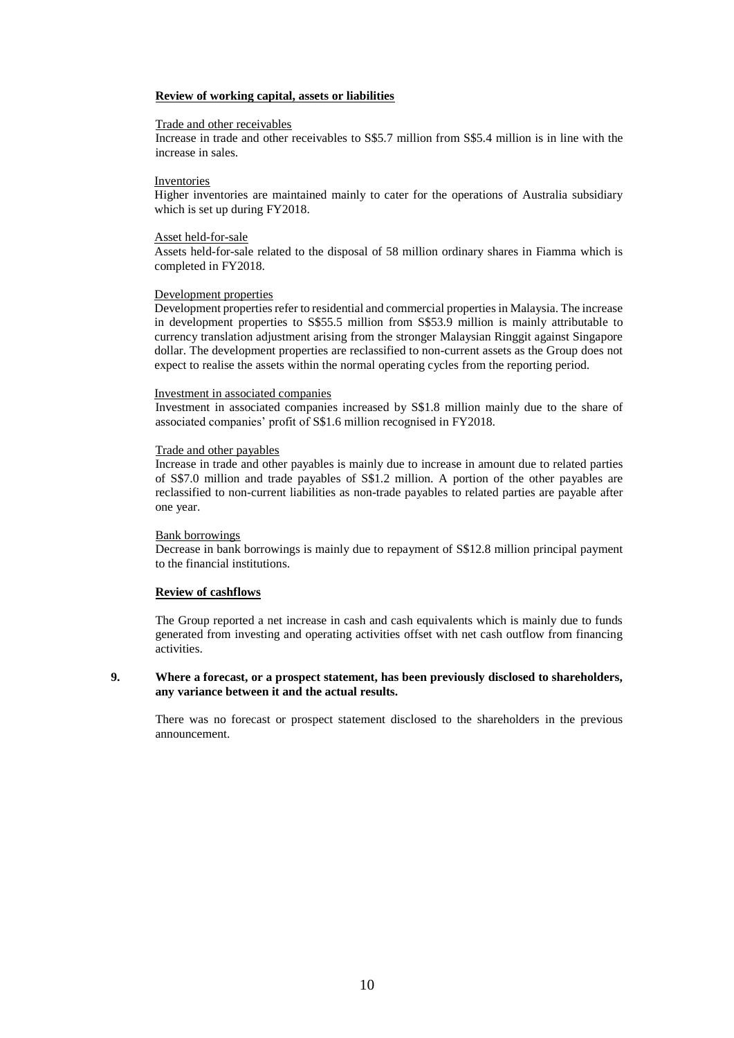**Review of working capital, assets or liabilities**

Trade and other receivables

Increase in trade and other receivables to S$5.7 million from S$5.4 million is in line with the increase in sales.

Inventories

Higher inventories are maintained mainly to cater for the operations of Australia subsidiary which is set up during FY2018.

Asset held-for-sale

Assets held-for-sale related to the disposal of 58 million ordinary shares in Fiamma which is completed in FY2018.

Development properties

Development properties refer to residential and commercial properties in Malaysia. The increase in development properties to S$55.5 million from S$53.9 million is mainly attributable to currency translation adjustment arising from the stronger Malaysian Ringgit against Singapore dollar. The development properties are reclassified to non-current assets as the Group does not expect to realise the assets within the normal operating cycles from the reporting period.

Investment in associated companies

Investment in associated companies increased by S$1.8 million mainly due to the share of associated companies' profit of S$1.6 million recognised in FY2018.

Trade and other payables

Increase in trade and other payables is mainly due to increase in amount due to related parties of S$7.0 million and trade payables of S$1.2 million. A portion of the other payables are reclassified to non-current liabilities as non-trade payables to related parties are payable after one year.

Bank borrowings

Decrease in bank borrowings is mainly due to repayment of S$12.8 million principal payment to the financial institutions.

**Review of cashflows**

The Group reported a net increase in cash and cash equivalents which is mainly due to funds generated from investing and operating activities offset with net cash outflow from financing activities.

**9. Where a forecast, or a prospect statement, has been previously disclosed to shareholders, any variance between it and the actual results.**

There was no forecast or prospect statement disclosed to the shareholders in the previous announcement.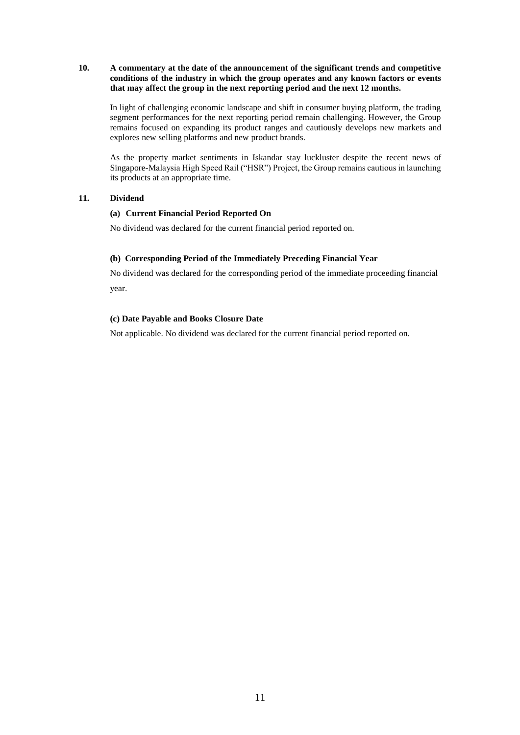**10. A commentary at the date of the announcement of the significant trends and competitive conditions of the industry in which the group operates and any known factors or events that may affect the group in the next reporting period and the next 12 months.**

In light of challenging economic landscape and shift in consumer buying platform, the trading segment performances for the next reporting period remain challenging. However, the Group remains focused on expanding its product ranges and cautiously develops new markets and explores new selling platforms and new product brands.

As the property market sentiments in Iskandar stay luckluster despite the recent news of Singapore-Malaysia High Speed Rail ("HSR") Project, the Group remains cautious in launching its products at an appropriate time.

**11. Dividend**

**(a) Current Financial Period Reported On**

No dividend was declared for the current financial period reported on.

**(b) Corresponding Period of the Immediately Preceding Financial Year**

No dividend was declared for the corresponding period of the immediate proceeding financial year.

**(c) Date Payable and Books Closure Date**

Not applicable. No dividend was declared for the current financial period reported on.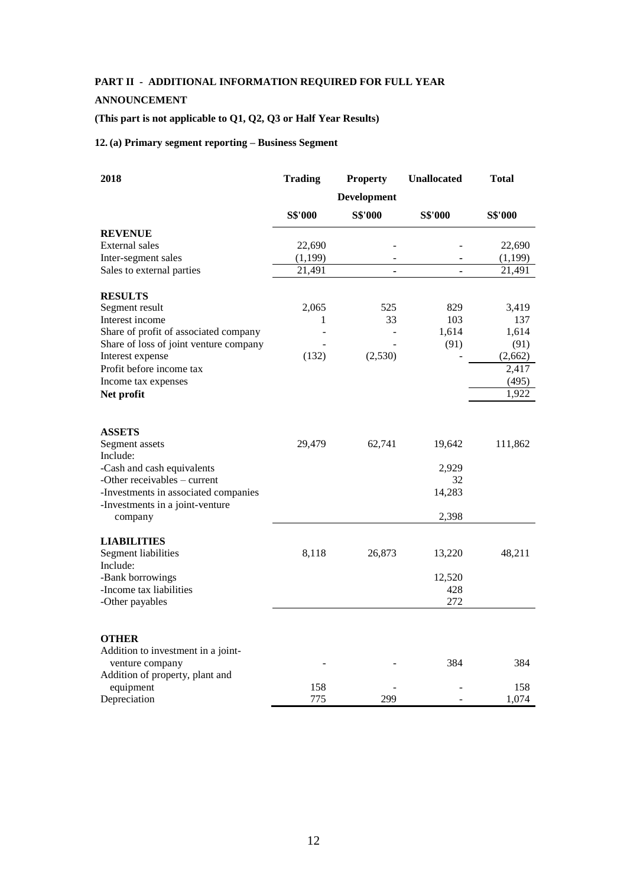# PART II - ADDITIONAL INFORMATION REQUIRED FOR FULL YEAR ANNOUNCEMENT

**(This part is not applicable to Q1, Q2, Q3 or Half Year Results)**

**12. (a) Primary segment reporting – Business Segment**

| 2018 | Trading | Property Development | Unallocated | Total |
|---|---|---|---|---|
| | S$'000 | S$'000 | S$'000 | S$'000 |
| **REVENUE** | | | | |
| External sales | 22,690 | - | - | 22,690 |
| Inter-segment sales | (1,199) | - | - | (1,199) |
| Sales to external parties | 21,491 | - | - | 21,491 |
| **RESULTS** | | | | |
| Segment result | 2,065 | 525 | 829 | 3,419 |
| Interest income | 1 | 33 | 103 | 137 |
| Share of profit of associated company | - | - | 1,614 | 1,614 |
| Share of loss of joint venture company | - | - | (91) | (91) |
| Interest expense | (132) | (2,530) | - | (2,662) |
| Profit before income tax | | | | 2,417 |
| Income tax expenses | | | | (495) |
| **Net profit** | | | | 1,922 |
| **ASSETS** | | | | |
| Segment assets | 29,479 | 62,741 | 19,642 | 111,862 |
| Include: | | | | |
| -Cash and cash equivalents | | | 2,929 | |
| -Other receivables – current | | | 32 | |
| -Investments in associated companies | | | 14,283 | |
| -Investments in a joint-venture company | | | 2,398 | |
| **LIABILITIES** | | | | |
| Segment liabilities | 8,118 | 26,873 | 13,220 | 48,211 |
| Include: | | | | |
| -Bank borrowings | | | 12,520 | |
| -Income tax liabilities | | | 428 | |
| -Other payables | | | 272 | |
| **OTHER** | | | | |
| Addition to investment in a joint-venture company | - | - | 384 | 384 |
| Addition of property, plant and equipment | 158 | - | - | 158 |
| Depreciation | 775 | 299 | - | 1,074 |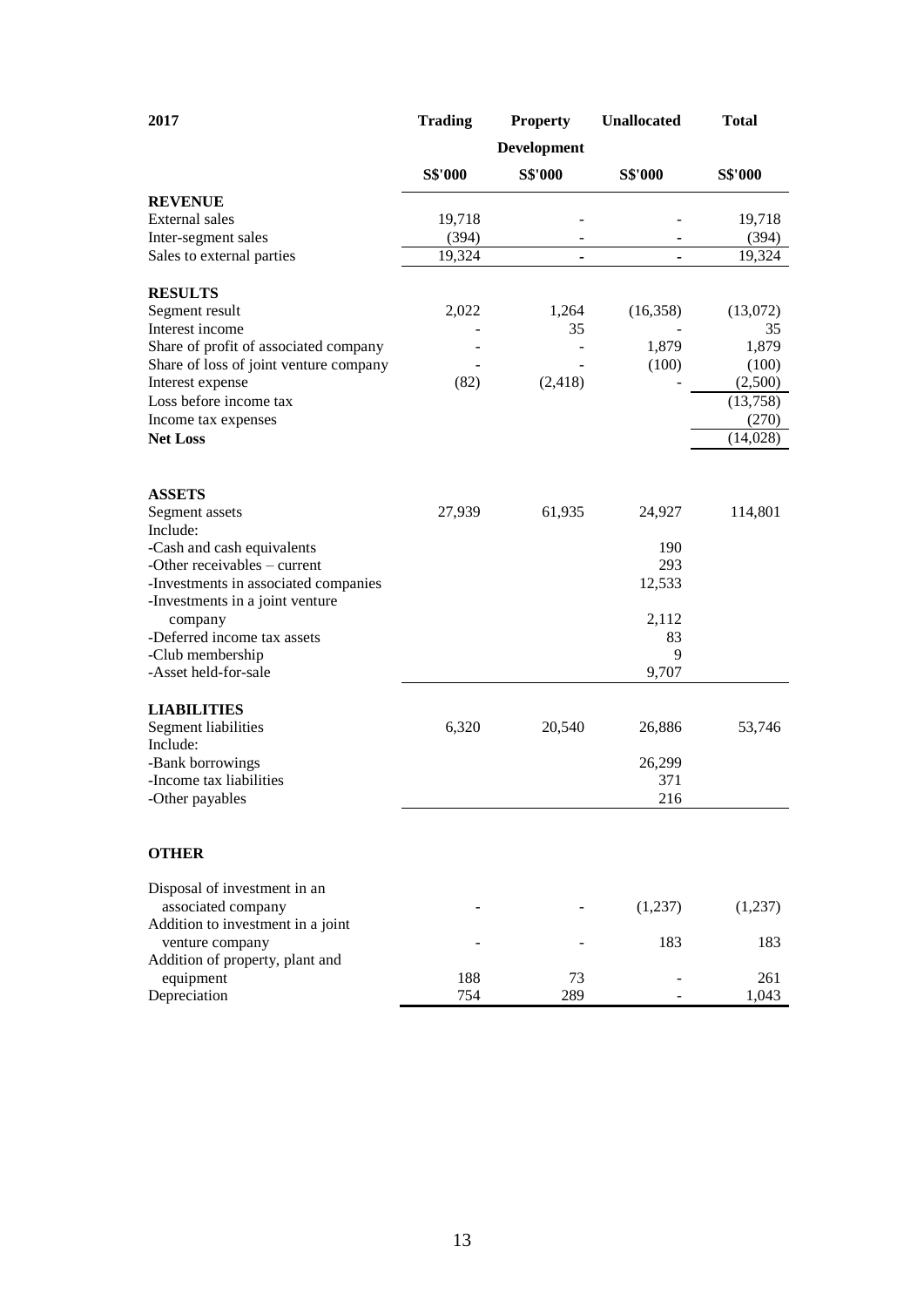| 2017 | Trading | Property Development | Unallocated | Total |
|---|---|---|---|---|
| | S$'000 | S$'000 | S$'000 | S$'000 |
| **REVENUE** | | | | |
| External sales | 19,718 | - | - | 19,718 |
| Inter-segment sales | (394) | - | - | (394) |
| Sales to external parties | 19,324 | - | - | 19,324 |
| **RESULTS** | | | | |
| Segment result | 2,022 | 1,264 | (16,358) | (13,072) |
| Interest income | - | 35 | - | 35 |
| Share of profit of associated company | - | - | 1,879 | 1,879 |
| Share of loss of joint venture company | - | - | (100) | (100) |
| Interest expense | (82) | (2,418) | - | (2,500) |
| Loss before income tax | | | | (13,758) |
| Income tax expenses | | | | (270) |
| **Net Loss** | | | | (14,028) |
| **ASSETS** | | | | |
| Segment assets | 27,939 | 61,935 | 24,927 | 114,801 |
| Include: | | | | |
| -Cash and cash equivalents | | | 190 | |
| -Other receivables – current | | | 293 | |
| -Investments in associated companies | | | 12,533 | |
| -Investments in a joint venture company | | | 2,112 | |
| -Deferred income tax assets | | | 83 | |
| -Club membership | | | 9 | |
| -Asset held-for-sale | | | 9,707 | |
| **LIABILITIES** | | | | |
| Segment liabilities | 6,320 | 20,540 | 26,886 | 53,746 |
| Include: | | | | |
| -Bank borrowings | | | 26,299 | |
| -Income tax liabilities | | | 371 | |
| -Other payables | | | 216 | |
| **OTHER** | | | | |
| Disposal of investment in an associated company | - | - | (1,237) | (1,237) |
| Addition to investment in a joint venture company | - | - | 183 | 183 |
| Addition of property, plant and equipment | 188 | 73 | - | 261 |
| Depreciation | 754 | 289 | - | 1,043 |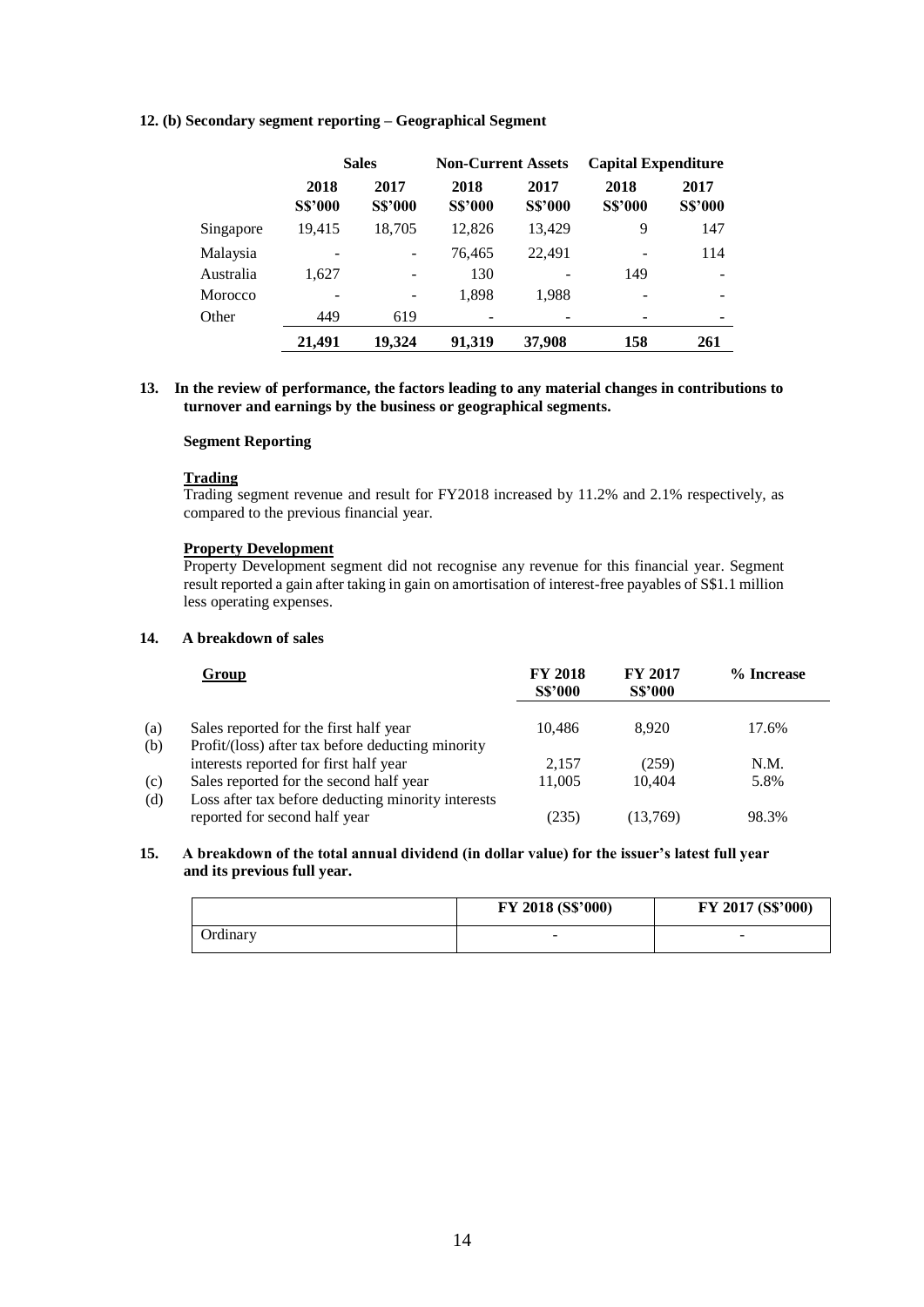**12. (b) Secondary segment reporting – Geographical Segment**

| | Sales | | Non-Current Assets | | Capital Expenditure | |
|---|---|---|---|---|---|---|
| | **2018 S$'000** | **2017 S$'000** | **2018 S$'000** | **2017 S$'000** | **2018 S$'000** | **2017 S$'000** |
| Singapore | 19,415 | 18,705 | 12,826 | 13,429 | 9 | 147 |
| Malaysia | - | - | 76,465 | 22,491 | - | 114 |
| Australia | 1,627 | - | 130 | - | 149 | - |
| Morocco | - | - | 1,898 | 1,988 | - | - |
| Other | 449 | 619 | - | - | - | - |
| | **21,491** | **19,324** | **91,319** | **37,908** | **158** | **261** |

**13. In the review of performance, the factors leading to any material changes in contributions to turnover and earnings by the business or geographical segments.**

**Segment Reporting**

**Trading**

Trading segment revenue and result for FY2018 increased by 11.2% and 2.1% respectively, as compared to the previous financial year.

**Property Development**

Property Development segment did not recognise any revenue for this financial year. Segment result reported a gain after taking in gain on amortisation of interest-free payables of S$1.1 million less operating expenses.

**14. A breakdown of sales**

| | Group | FY 2018 S$'000 | FY 2017 S$'000 | % Increase |
|---|---|---|---|---|
| (a) | Sales reported for the first half year | 10,486 | 8,920 | 17.6% |
| (b) | Profit/(loss) after tax before deducting minority interests reported for first half year | 2,157 | (259) | N.M. |
| (c) | Sales reported for the second half year | 11,005 | 10,404 | 5.8% |
| (d) | Loss after tax before deducting minority interests reported for second half year | (235) | (13,769) | 98.3% |

**15. A breakdown of the total annual dividend (in dollar value) for the issuer's latest full year and its previous full year.**

| | FY 2018 (S$'000) | FY 2017 (S$'000) |
|---|---|---|
| Ordinary | - | - |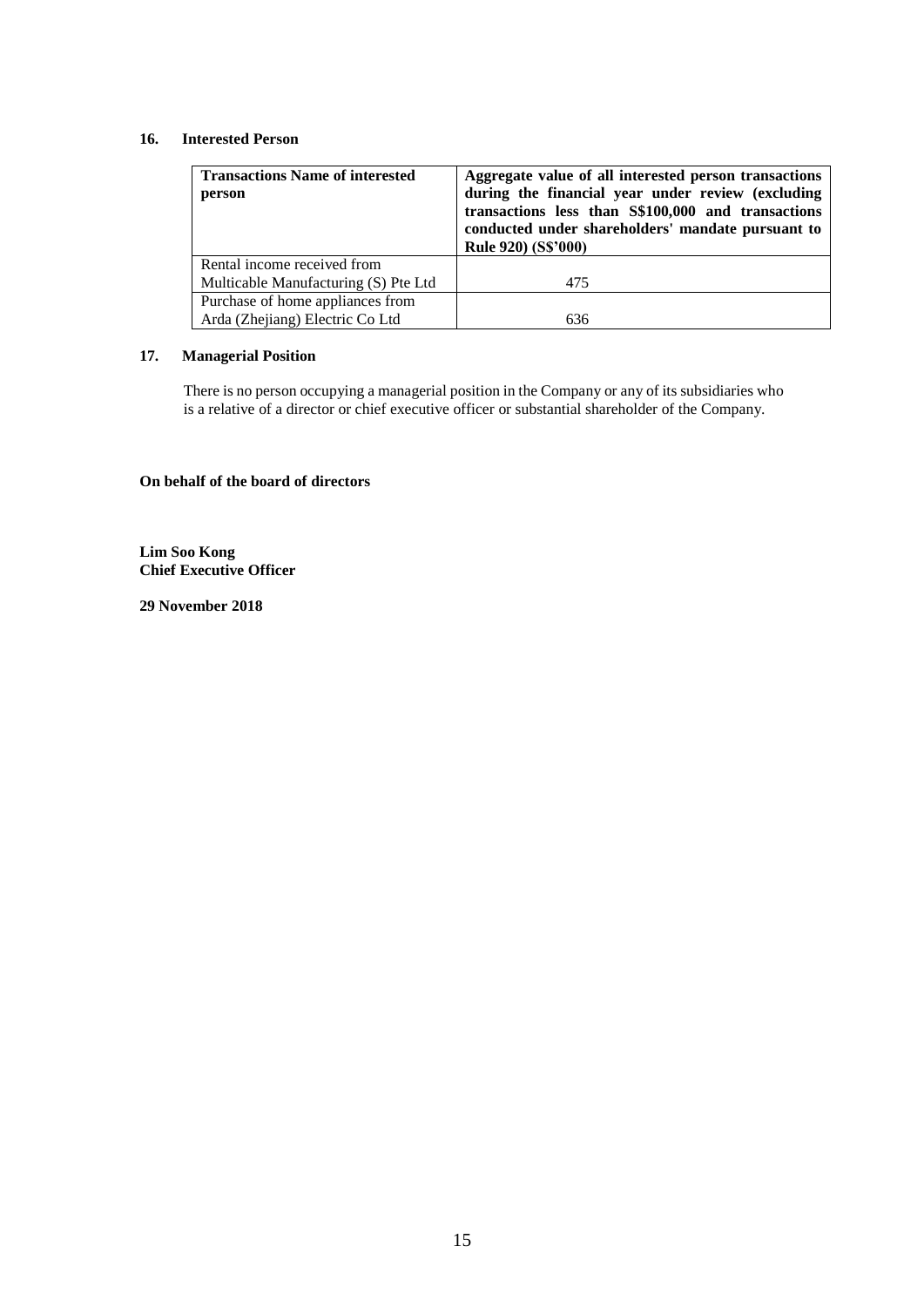## 16. Interested Person

| Transactions Name of interested person | Aggregate value of all interested person transactions during the financial year under review (excluding transactions less than S$100,000 and transactions conducted under shareholders' mandate pursuant to Rule 920) (S$'000) |
|---|---|
| Rental income received from Multicable Manufacturing (S) Pte Ltd | 475 |
| Purchase of home appliances from Arda (Zhejiang) Electric Co Ltd | 636 |

## 17. Managerial Position

There is no person occupying a managerial position in the Company or any of its subsidiaries who is a relative of a director or chief executive officer or substantial shareholder of the Company.

**On behalf of the board of directors**

**Lim Soo Kong**
**Chief Executive Officer**

**29 November 2018**